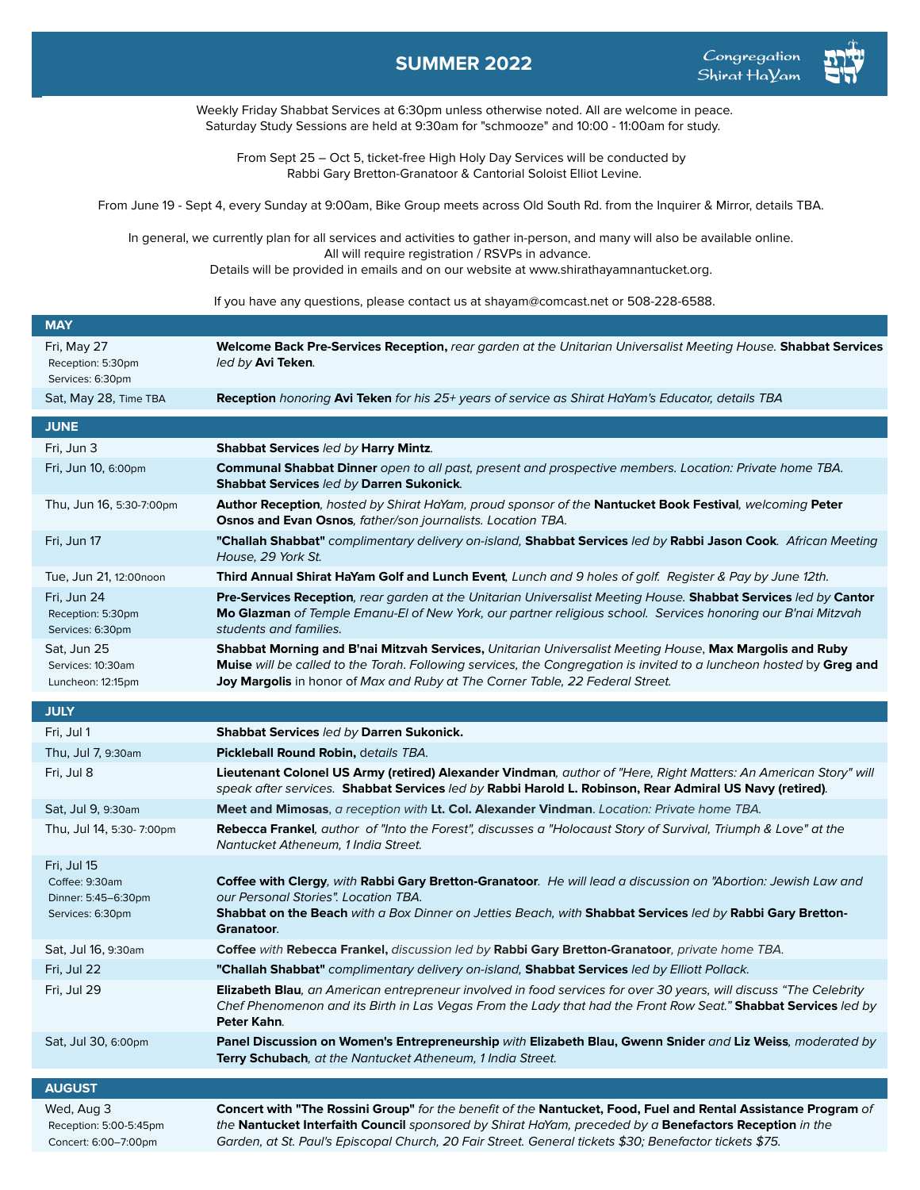# SUMMER 2022

Congregation Shirat HaYam

Weekly Friday Shabbat Services at 6:30pm unless otherwise noted. All are welcome in peace.
Saturday Study Sessions are held at 9:30am for "schmooze" and 10:00 - 11:00am for study.

From Sept 25 – Oct 5, ticket-free High Holy Day Services will be conducted by
Rabbi Gary Bretton-Granatoor & Cantorial Soloist Elliot Levine.

From June 19 - Sept 4, every Sunday at 9:00am, Bike Group meets across Old South Rd. from the Inquirer & Mirror, details TBA.

In general, we currently plan for all services and activities to gather in-person, and many will also be available online.
All will require registration / RSVPs in advance.
Details will be provided in emails and on our website at www.shirathayamnantucket.org.

If you have any questions, please contact us at shayam@comcast.net or 508-228-6588.

## MAY

| | |
|---|---|
| Fri, May 27<br>Reception: 5:30pm<br>Services: 6:30pm | **Welcome Back Pre-Services Reception,** *rear garden at the Unitarian Universalist Meeting House.* **Shabbat Services** *led by* **Avi Teken**. |
| Sat, May 28, Time TBA | **Reception** *honoring* **Avi Teken** *for his 25+ years of service as Shirat HaYam's Educator, details TBA* |

## JUNE

| | |
|---|---|
| Fri, Jun 3 | **Shabbat Services** *led by* **Harry Mintz**. |
| Fri, Jun 10, 6:00pm | **Communal Shabbat Dinner** *open to all past, present and prospective members. Location: Private home TBA.* **Shabbat Services** *led by* **Darren Sukonick**. |
| Thu, Jun 16, 5:30-7:00pm | **Author Reception**, *hosted by Shirat HaYam, proud sponsor of the* **Nantucket Book Festival**, *welcoming* **Peter Osnos and Evan Osnos**, *father/son journalists. Location TBA.* |
| Fri, Jun 17 | **"Challah Shabbat"** *complimentary delivery on-island,* **Shabbat Services** *led by* **Rabbi Jason Cook**. *African Meeting House, 29 York St.* |
| Tue, Jun 21, 12:00noon | **Third Annual Shirat HaYam Golf and Lunch Event**, *Lunch and 9 holes of golf. Register & Pay by June 12th.* |
| Fri, Jun 24<br>Reception: 5:30pm<br>Services: 6:30pm | **Pre-Services Reception**, *rear garden at the Unitarian Universalist Meeting House.* **Shabbat Services** *led by* **Cantor Mo Glazman** *of Temple Emanu-El of New York, our partner religious school. Services honoring our B'nai Mitzvah students and families.* |
| Sat, Jun 25<br>Services: 10:30am<br>Luncheon: 12:15pm | **Shabbat Morning and B'nai Mitzvah Services,** *Unitarian Universalist Meeting House,* **Max Margolis and Ruby Muise** *will be called to the Torah. Following services, the Congregation is invited to a luncheon hosted* by **Greg and Joy Margolis** in honor of *Max and Ruby at The Corner Table, 22 Federal Street.* |

## JULY

| | |
|---|---|
| Fri, Jul 1 | **Shabbat Services** *led by* **Darren Sukonick.** |
| Thu, Jul 7, 9:30am | **Pickleball Round Robin,** *details TBA.* |
| Fri, Jul 8 | **Lieutenant Colonel US Army (retired) Alexander Vindman**, *author of "Here, Right Matters: An American Story" will speak after services.* **Shabbat Services** *led by* **Rabbi Harold L. Robinson, Rear Admiral US Navy (retired)**. |
| Sat, Jul 9, 9:30am | **Meet and Mimosas**, *a reception with* **Lt. Col. Alexander Vindman**. *Location: Private home TBA.* |
| Thu, Jul 14, 5:30- 7:00pm | **Rebecca Frankel**, *author of "Into the Forest", discusses a "Holocaust Story of Survival, Triumph & Love" at the Nantucket Atheneum, 1 India Street.* |
| Fri, Jul 15<br>Coffee: 9:30am<br>Dinner: 5:45–6:30pm<br>Services: 6:30pm | **Coffee with Clergy**, *with* **Rabbi Gary Bretton-Granatoor**. *He will lead a discussion on "Abortion: Jewish Law and our Personal Stories". Location TBA.*<br>**Shabbat on the Beach** *with a Box Dinner on Jetties Beach, with* **Shabbat Services** *led by* **Rabbi Gary Bretton-Granatoor**. |
| Sat, Jul 16, 9:30am | **Coffee** *with* **Rebecca Frankel,** *discussion led by* **Rabbi Gary Bretton-Granatoor**, *private home TBA.* |
| Fri, Jul 22 | **"Challah Shabbat"** *complimentary delivery on-island,* **Shabbat Services** *led by Elliott Pollack.* |
| Fri, Jul 29 | **Elizabeth Blau**, *an American entrepreneur involved in food services for over 30 years, will discuss "The Celebrity Chef Phenomenon and its Birth in Las Vegas From the Lady that had the Front Row Seat."* **Shabbat Services** *led by* **Peter Kahn**. |
| Sat, Jul 30, 6:00pm | **Panel Discussion on Women's Entrepreneurship** *with* **Elizabeth Blau, Gwenn Snider** *and* **Liz Weiss**, *moderated by* **Terry Schubach**, *at the Nantucket Atheneum, 1 India Street.* |

## AUGUST

| | |
|---|---|
| Wed, Aug 3<br>Reception: 5:00-5:45pm<br>Concert: 6:00–7:00pm | **Concert with "The Rossini Group"** *for the benefit of the* **Nantucket, Food, Fuel and Rental Assistance Program** *of the* **Nantucket Interfaith Council** *sponsored by Shirat HaYam, preceded by a* **Benefactors Reception** *in the Garden, at St. Paul's Episcopal Church, 20 Fair Street. General tickets $30; Benefactor tickets $75.* |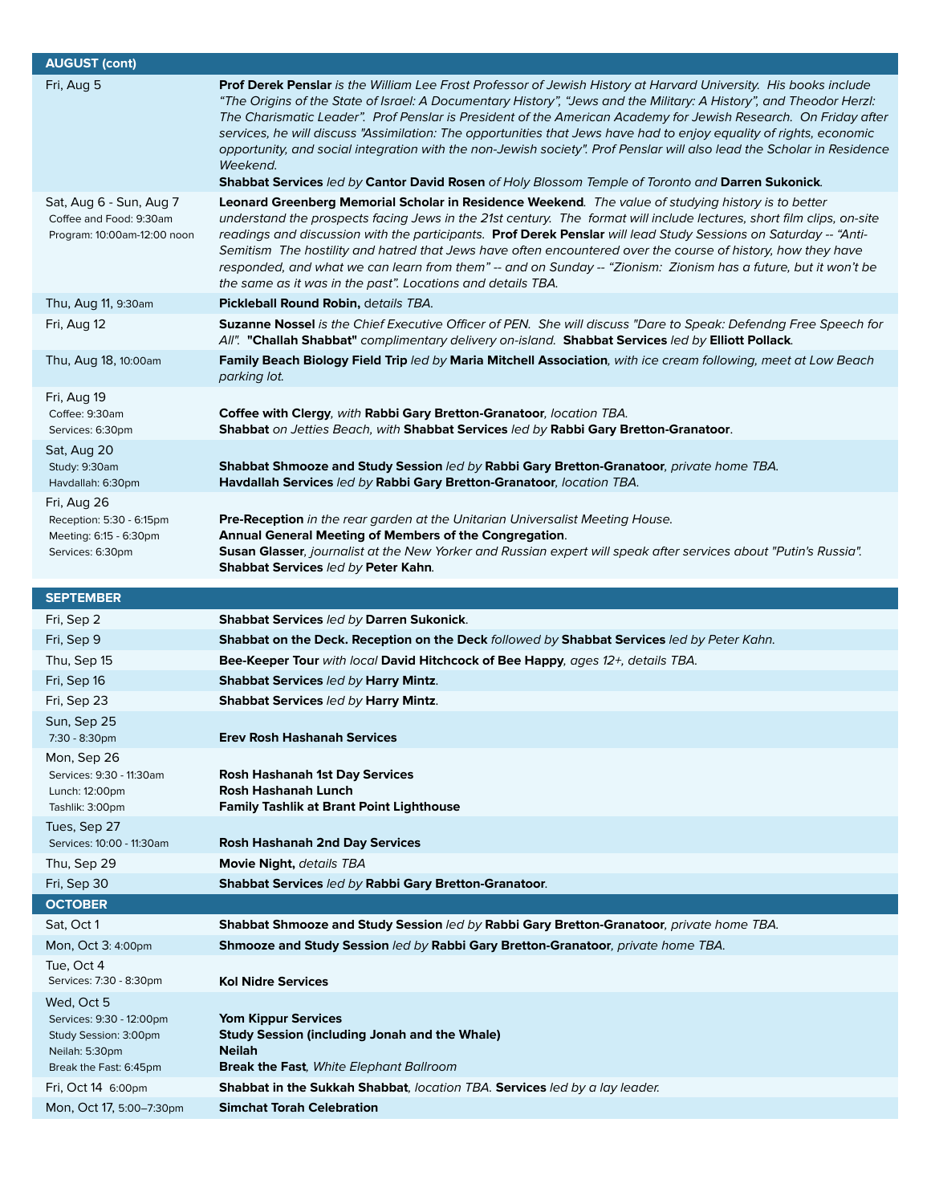| AUGUST (cont) | |
|---|---|
| Fri, Aug 5 | **Prof Derek Penslar** *is the William Lee Frost Professor of Jewish History at Harvard University. His books include "The Origins of the State of Israel: A Documentary History", "Jews and the Military: A History", and Theodor Herzl: The Charismatic Leader". Prof Penslar is President of the American Academy for Jewish Research. On Friday after services, he will discuss "Assimilation: The opportunities that Jews have had to enjoy equality of rights, economic opportunity, and social integration with the non-Jewish society". Prof Penslar will also lead the Scholar in Residence Weekend.* **Shabbat Services** *led by* **Cantor David Rosen** *of Holy Blossom Temple of Toronto and* **Darren Sukonick**. |
| Sat, Aug 6 - Sun, Aug 7<br>Coffee and Food: 9:30am<br>Program: 10:00am-12:00 noon | **Leonard Greenberg Memorial Scholar in Residence Weekend**. *The value of studying history is to better understand the prospects facing Jews in the 21st century. The format will include lectures, short film clips, on-site readings and discussion with the participants.* **Prof Derek Penslar** *will lead Study Sessions on Saturday -- "Anti-Semitism The hostility and hatred that Jews have often encountered over the course of history, how they have responded, and what we can learn from them" -- and on Sunday -- "Zionism: Zionism has a future, but it won't be the same as it was in the past". Locations and details TBA.* |
| Thu, Aug 11, 9:30am | **Pickleball Round Robin,** *details TBA.* |
| Fri, Aug 12 | **Suzanne Nossel** *is the Chief Executive Officer of PEN. She will discuss "Dare to Speak: Defendng Free Speech for All".* **"Challah Shabbat"** *complimentary delivery on-island.* **Shabbat Services** *led by* **Elliott Pollack**. |
| Thu, Aug 18, 10:00am | **Family Beach Biology Field Trip** *led by* **Maria Mitchell Association**, *with ice cream following, meet at Low Beach parking lot.* |
| Fri, Aug 19<br>Coffee: 9:30am<br>Services: 6:30pm | **Coffee with Clergy**, *with* **Rabbi Gary Bretton-Granatoor**, *location TBA.*<br>**Shabbat** *on Jetties Beach, with* **Shabbat Services** *led by* **Rabbi Gary Bretton-Granatoor**. |
| Sat, Aug 20<br>Study: 9:30am<br>Havdallah: 6:30pm | **Shabbat Shmooze and Study Session** *led by* **Rabbi Gary Bretton-Granatoor**, *private home TBA.*<br>**Havdallah Services** *led by* **Rabbi Gary Bretton-Granatoor**, *location TBA.* |
| Fri, Aug 26<br>Reception: 5:30 - 6:15pm<br>Meeting: 6:15 - 6:30pm<br>Services: 6:30pm | **Pre-Reception** *in the rear garden at the Unitarian Universalist Meeting House.*<br>**Annual General Meeting of Members of the Congregation**.<br>**Susan Glasser**, *journalist at the New Yorker and Russian expert will speak after services about "Putin's Russia".*<br>**Shabbat Services** *led by* **Peter Kahn**. |

| SEPTEMBER | |
|---|---|
| Fri, Sep 2 | **Shabbat Services** *led by* **Darren Sukonick**. |
| Fri, Sep 9 | **Shabbat on the Deck. Reception on the Deck** *followed by* **Shabbat Services** *led by Peter Kahn.* |
| Thu, Sep 15 | **Bee-Keeper Tour** *with local* **David Hitchcock of Bee Happy**, *ages 12+, details TBA.* |
| Fri, Sep 16 | **Shabbat Services** *led by* **Harry Mintz**. |
| Fri, Sep 23 | **Shabbat Services** *led by* **Harry Mintz**. |
| Sun, Sep 25<br>7:30 - 8:30pm | **Erev Rosh Hashanah Services** |
| Mon, Sep 26<br>Services: 9:30 - 11:30am<br>Lunch: 12:00pm<br>Tashlik: 3:00pm | **Rosh Hashanah 1st Day Services**<br>**Rosh Hashanah Lunch**<br>**Family Tashlik at Brant Point Lighthouse** |
| Tues, Sep 27<br>Services: 10:00 - 11:30am | **Rosh Hashanah 2nd Day Services** |
| Thu, Sep 29 | **Movie Night,** *details TBA* |
| Fri, Sep 30 | **Shabbat Services** *led by* **Rabbi Gary Bretton-Granatoor**. |

| OCTOBER | |
|---|---|
| Sat, Oct 1 | **Shabbat Shmooze and Study Session** *led by* **Rabbi Gary Bretton-Granatoor**, *private home TBA.* |
| Mon, Oct 3: 4:00pm | **Shmooze and Study Session** *led by* **Rabbi Gary Bretton-Granatoor**, *private home TBA.* |
| Tue, Oct 4<br>Services: 7:30 - 8:30pm | **Kol Nidre Services** |
| Wed, Oct 5<br>Services: 9:30 - 12:00pm<br>Study Session: 3:00pm<br>Neilah: 5:30pm<br>Break the Fast: 6:45pm | **Yom Kippur Services**<br>**Study Session (including Jonah and the Whale)**<br>**Neilah**<br>**Break the Fast**, *White Elephant Ballroom* |
| Fri, Oct 14 6:00pm | **Shabbat in the Sukkah Shabbat**, *location TBA.* **Services** *led by a lay leader.* |
| Mon, Oct 17, 5:00–7:30pm | **Simchat Torah Celebration** |